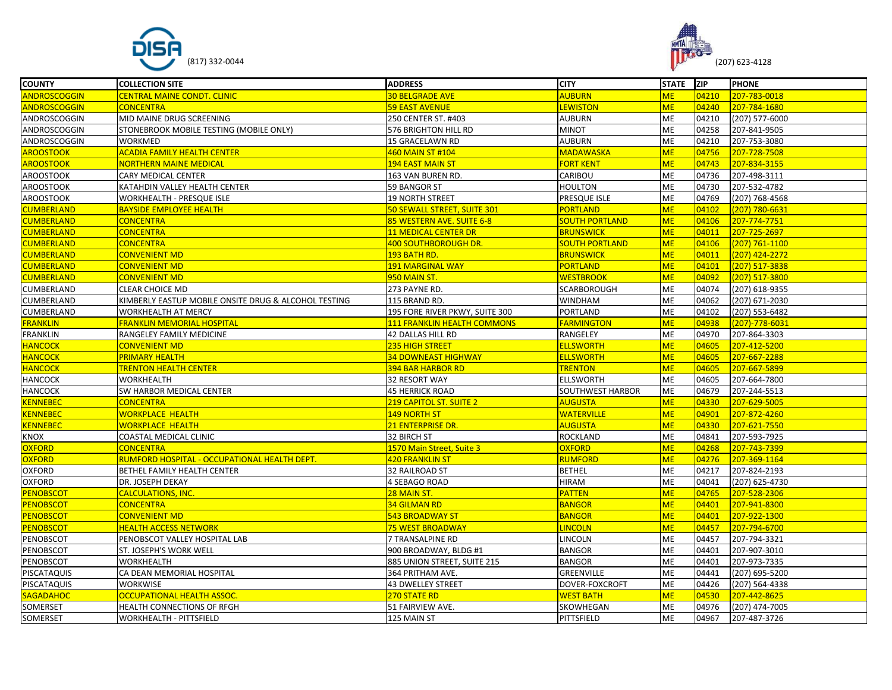DISA (817) 332-0044

MMTA (207) 623-4128

| COUNTY | COLLECTION SITE | ADDRESS | CITY | STATE | ZIP | PHONE |
|---|---|---|---|---|---|---|
| ANDROSCOGGIN | CENTRAL MAINE CONDT. CLINIC | 30 BELGRADE AVE | AUBURN | ME | 04210 | 207-783-0018 |
| ANDROSCOGGIN | CONCENTRA | 59 EAST AVENUE | LEWISTON | ME | 04240 | 207-784-1680 |
| ANDROSCOGGIN | MID MAINE DRUG SCREENING | 250 CENTER ST. #403 | AUBURN | ME | 04210 | (207) 577-6000 |
| ANDROSCOGGIN | STONEBROOK MOBILE TESTING (MOBILE ONLY) | 576 BRIGHTON HILL RD | MINOT | ME | 04258 | 207-841-9505 |
| ANDROSCOGGIN | WORKMED | 15 GRACELAWN RD | AUBURN | ME | 04210 | 207-753-3080 |
| AROOSTOOK | ACADIA FAMILY HEALTH CENTER | 460 MAIN ST #104 | MADAWASKA | ME | 04756 | 207-728-7508 |
| AROOSTOOK | NORTHERN MAINE MEDICAL | 194 EAST MAIN ST | FORT KENT | ME | 04743 | 207-834-3155 |
| AROOSTOOK | CARY MEDICAL CENTER | 163 VAN BUREN RD. | CARIBOU | ME | 04736 | 207-498-3111 |
| AROOSTOOK | KATAHDIN VALLEY HEALTH CENTER | 59 BANGOR ST | HOULTON | ME | 04730 | 207-532-4782 |
| AROOSTOOK | WORKHEALTH - PRESQUE ISLE | 19 NORTH STREET | PRESQUE ISLE | ME | 04769 | (207) 768-4568 |
| CUMBERLAND | BAYSIDE EMPLOYEE HEALTH | 50 SEWALL STREET, SUITE 301 | PORTLAND | ME | 04102 | (207) 780-6631 |
| CUMBERLAND | CONCENTRA | 85 WESTERN AVE. SUITE 6-8 | SOUTH PORTLAND | ME | 04106 | 207-774-7751 |
| CUMBERLAND | CONCENTRA | 11 MEDICAL CENTER DR | BRUNSWICK | ME | 04011 | 207-725-2697 |
| CUMBERLAND | CONCENTRA | 400 SOUTHBOROUGH DR. | SOUTH PORTLAND | ME | 04106 | (207) 761-1100 |
| CUMBERLAND | CONVENIENT MD | 193 BATH RD. | BRUNSWICK | ME | 04011 | (207) 424-2272 |
| CUMBERLAND | CONVENIENT MD | 191 MARGINAL WAY | PORTLAND | ME | 04101 | (207) 517-3838 |
| CUMBERLAND | CONVENIENT MD | 950 MAIN ST. | WESTBROOK | ME | 04092 | (207) 517-3800 |
| CUMBERLAND | CLEAR CHOICE MD | 273 PAYNE RD. | SCARBOROUGH | ME | 04074 | (207) 618-9355 |
| CUMBERLAND | KIMBERLY EASTUP MOBILE ONSITE DRUG & ALCOHOL TESTING | 115 BRAND RD. | WINDHAM | ME | 04062 | (207) 671-2030 |
| CUMBERLAND | WORKHEALTH AT MERCY | 195 FORE RIVER PKWY, SUITE 300 | PORTLAND | ME | 04102 | (207) 553-6482 |
| FRANKLIN | FRANKLIN MEMORIAL HOSPITAL | 111 FRANKLIN HEALTH COMMONS | FARMINGTON | ME | 04938 | (207)-778-6031 |
| FRANKLIN | RANGELEY FAMILY MEDICINE | 42 DALLAS HILL RD | RANGELEY | ME | 04970 | 207-864-3303 |
| HANCOCK | CONVENIENT MD | 235 HIGH STREET | ELLSWORTH | ME | 04605 | 207-412-5200 |
| HANCOCK | PRIMARY HEALTH | 34 DOWNEAST HIGHWAY | ELLSWORTH | ME | 04605 | 207-667-2288 |
| HANCOCK | TRENTON HEALTH CENTER | 394 BAR HARBOR RD | TRENTON | ME | 04605 | 207-667-5899 |
| HANCOCK | WORKHEALTH | 32 RESORT WAY | ELLSWORTH | ME | 04605 | 207-664-7800 |
| HANCOCK | SW HARBOR MEDICAL CENTER | 45 HERRICK ROAD | SOUTHWEST HARBOR | ME | 04679 | 207-244-5513 |
| KENNEBEC | CONCENTRA | 219 CAPITOL ST. SUITE 2 | AUGUSTA | ME | 04330 | 207-629-5005 |
| KENNEBEC | WORKPLACE HEALTH | 149 NORTH ST | WATERVILLE | ME | 04901 | 207-872-4260 |
| KENNEBEC | WORKPLACE HEALTH | 21 ENTERPRISE DR. | AUGUSTA | ME | 04330 | 207-621-7550 |
| KNOX | COASTAL MEDICAL CLINIC | 32 BIRCH ST | ROCKLAND | ME | 04841 | 207-593-7925 |
| OXFORD | CONCENTRA | 1570 Main Street, Suite 3 | OXFORD | ME | 04268 | 207-743-7399 |
| OXFORD | RUMFORD HOSPITAL - OCCUPATIONAL HEALTH DEPT. | 420 FRANKLIN ST | RUMFORD | ME | 04276 | 207-369-1164 |
| OXFORD | BETHEL FAMILY HEALTH CENTER | 32 RAILROAD ST | BETHEL | ME | 04217 | 207-824-2193 |
| OXFORD | DR. JOSEPH DEKAY | 4 SEBAGO ROAD | HIRAM | ME | 04041 | (207) 625-4730 |
| PENOBSCOT | CALCULATIONS, INC. | 28 MAIN ST. | PATTEN | ME | 04765 | 207-528-2306 |
| PENOBSCOT | CONCENTRA | 34 GILMAN RD | BANGOR | ME | 04401 | 207-941-8300 |
| PENOBSCOT | CONVENIENT MD | 543 BROADWAY ST | BANGOR | ME | 04401 | 207-922-1300 |
| PENOBSCOT | HEALTH ACCESS NETWORK | 75 WEST BROADWAY | LINCOLN | ME | 04457 | 207-794-6700 |
| PENOBSCOT | PENOBSCOT VALLEY HOSPITAL LAB | 7 TRANSALPINE RD | LINCOLN | ME | 04457 | 207-794-3321 |
| PENOBSCOT | ST. JOSEPH'S WORK WELL | 900 BROADWAY, BLDG #1 | BANGOR | ME | 04401 | 207-907-3010 |
| PENOBSCOT | WORKHEALTH | 885 UNION STREET, SUITE 215 | BANGOR | ME | 04401 | 207-973-7335 |
| PISCATAQUIS | CA DEAN MEMORIAL HOSPITAL | 364 PRITHAM AVE. | GREENVILLE | ME | 04441 | (207) 695-5200 |
| PISCATAQUIS | WORKWISE | 43 DWELLEY STREET | DOVER-FOXCROFT | ME | 04426 | (207) 564-4338 |
| SAGADAHOC | OCCUPATIONAL HEALTH ASSOC. | 270 STATE RD | WEST BATH | ME | 04530 | 207-442-8625 |
| SOMERSET | HEALTH CONNECTIONS OF RFGH | 51 FAIRVIEW AVE. | SKOWHEGAN | ME | 04976 | (207) 474-7005 |
| SOMERSET | WORKHEALTH - PITTSFIELD | 125 MAIN ST | PITTSFIELD | ME | 04967 | 207-487-3726 |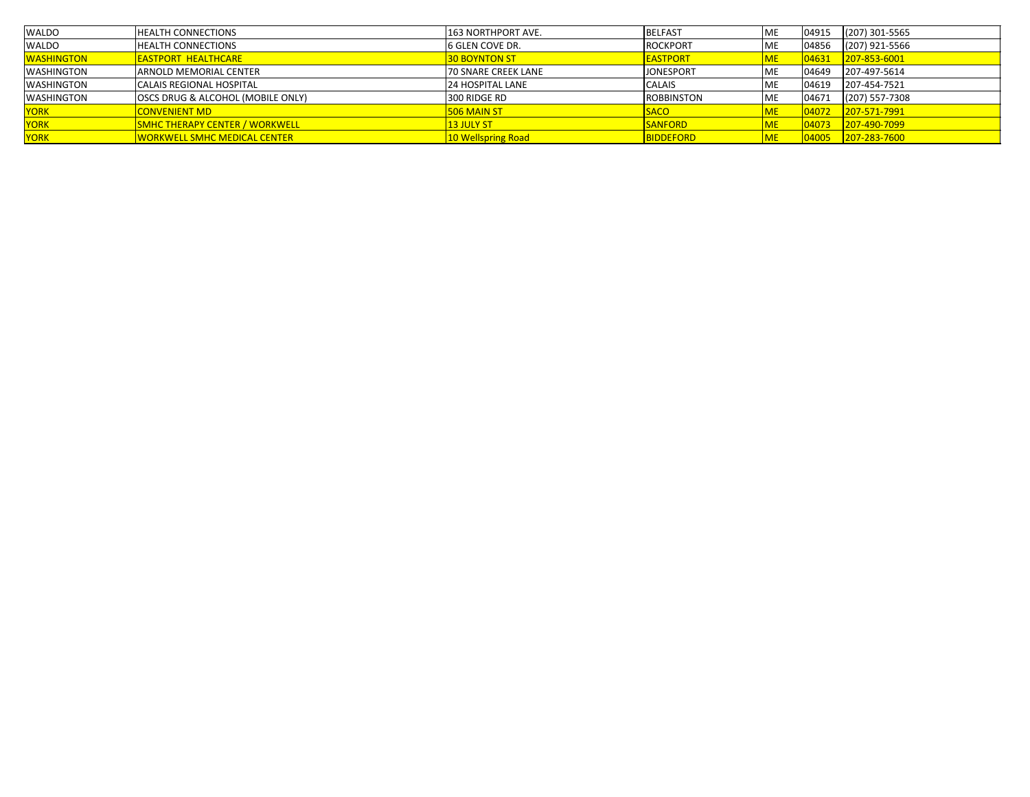| | | | | | | |
|---|---|---|---|---|---|---|
| WALDO | HEALTH CONNECTIONS | 163 NORTHPORT AVE. | BELFAST | ME | 04915 | (207) 301-5565 |
| WALDO | HEALTH CONNECTIONS | 6 GLEN COVE DR. | ROCKPORT | ME | 04856 | (207) 921-5566 |
| WASHINGTON | EASTPORT HEALTHCARE | 30 BOYNTON ST | EASTPORT | ME | 04631 | 207-853-6001 |
| WASHINGTON | ARNOLD MEMORIAL CENTER | 70 SNARE CREEK LANE | JONESPORT | ME | 04649 | 207-497-5614 |
| WASHINGTON | CALAIS REGIONAL HOSPITAL | 24 HOSPITAL LANE | CALAIS | ME | 04619 | 207-454-7521 |
| WASHINGTON | OSCS DRUG & ALCOHOL (MOBILE ONLY) | 300 RIDGE RD | ROBBINSTON | ME | 04671 | (207) 557-7308 |
| YORK | CONVENIENT MD | 506 MAIN ST | SACO | ME | 04072 | 207-571-7991 |
| YORK | SMHC THERAPY CENTER / WORKWELL | 13 JULY ST | SANFORD | ME | 04073 | 207-490-7099 |
| YORK | WORKWELL SMHC MEDICAL CENTER | 10 Wellspring Road | BIDDEFORD | ME | 04005 | 207-283-7600 |